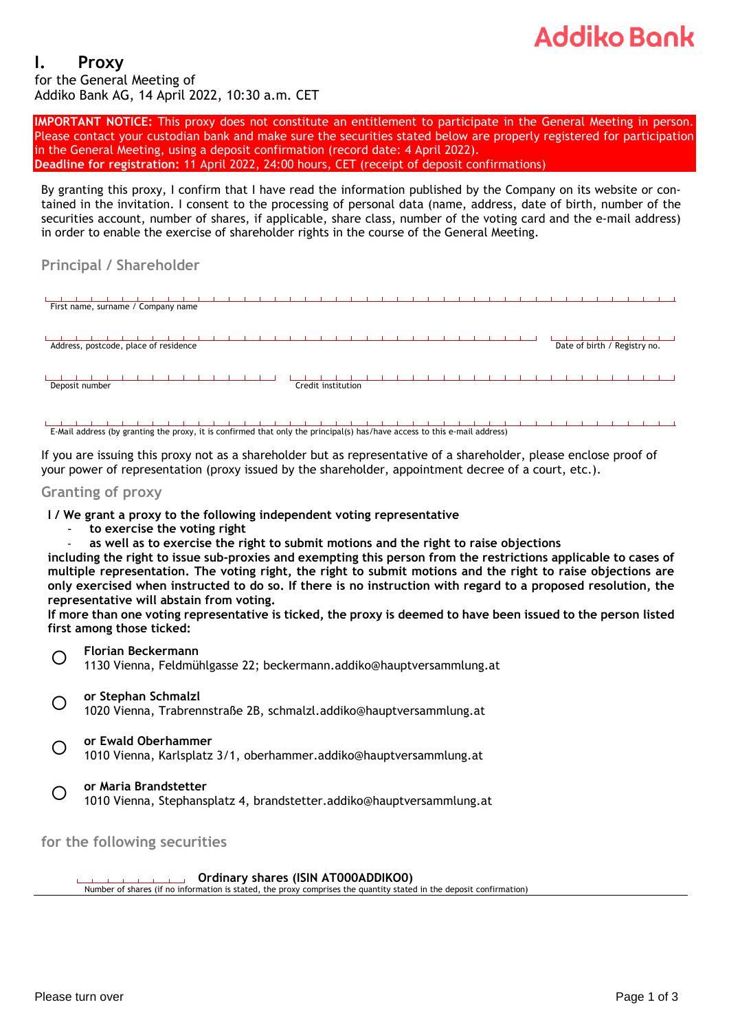Addiko Bank

# I. Proxy

for the General Meeting of
Addiko Bank AG, 14 April 2022, 10:30 a.m. CET

**IMPORTANT NOTICE:** This proxy does not constitute an entitlement to participate in the General Meeting in person. Please contact your custodian bank and make sure the securities stated below are properly registered for participation in the General Meeting, using a deposit confirmation (record date: 4 April 2022).
**Deadline for registration:** 11 April 2022, 24:00 hours, CET (receipt of deposit confirmations)

By granting this proxy, I confirm that I have read the information published by the Company on its website or contained in the invitation. I consent to the processing of personal data (name, address, date of birth, number of the securities account, number of shares, if applicable, share class, number of the voting card and the e-mail address) in order to enable the exercise of shareholder rights in the course of the General Meeting.

## Principal / Shareholder

First name, surname / Company name

Address, postcode, place of residence

Date of birth / Registry no.

Deposit number

Credit institution

E-Mail address (by granting the proxy, it is confirmed that only the principal(s) has/have access to this e-mail address)

If you are issuing this proxy not as a shareholder but as representative of a shareholder, please enclose proof of your power of representation (proxy issued by the shareholder, appointment decree of a court, etc.).

## Granting of proxy

**I / We grant a proxy to the following independent voting representative**

- **to exercise the voting right**
- **as well as to exercise the right to submit motions and the right to raise objections**

**including the right to issue sub-proxies and exempting this person from the restrictions applicable to cases of multiple representation. The voting right, the right to submit motions and the right to raise objections are only exercised when instructed to do so. If there is no instruction with regard to a proposed resolution, the representative will abstain from voting.**
**If more than one voting representative is ticked, the proxy is deemed to have been issued to the person listed first among those ticked:**

○ **Florian Beckermann**
1130 Vienna, Feldmühlgasse 22; beckermann.addiko@hauptversammlung.at

○ **or Stephan Schmalzl**
1020 Vienna, Trabrennstraße 2B, schmalzl.addiko@hauptversammlung.at

○ **or Ewald Oberhammer**
1010 Vienna, Karlsplatz 3/1, oberhammer.addiko@hauptversammlung.at

○ **or Maria Brandstetter**
1010 Vienna, Stephansplatz 4, brandstetter.addiko@hauptversammlung.at

## for the following securities

**Ordinary shares (ISIN AT000ADDIKO0)**
Number of shares (if no information is stated, the proxy comprises the quantity stated in the deposit confirmation)

Please turn over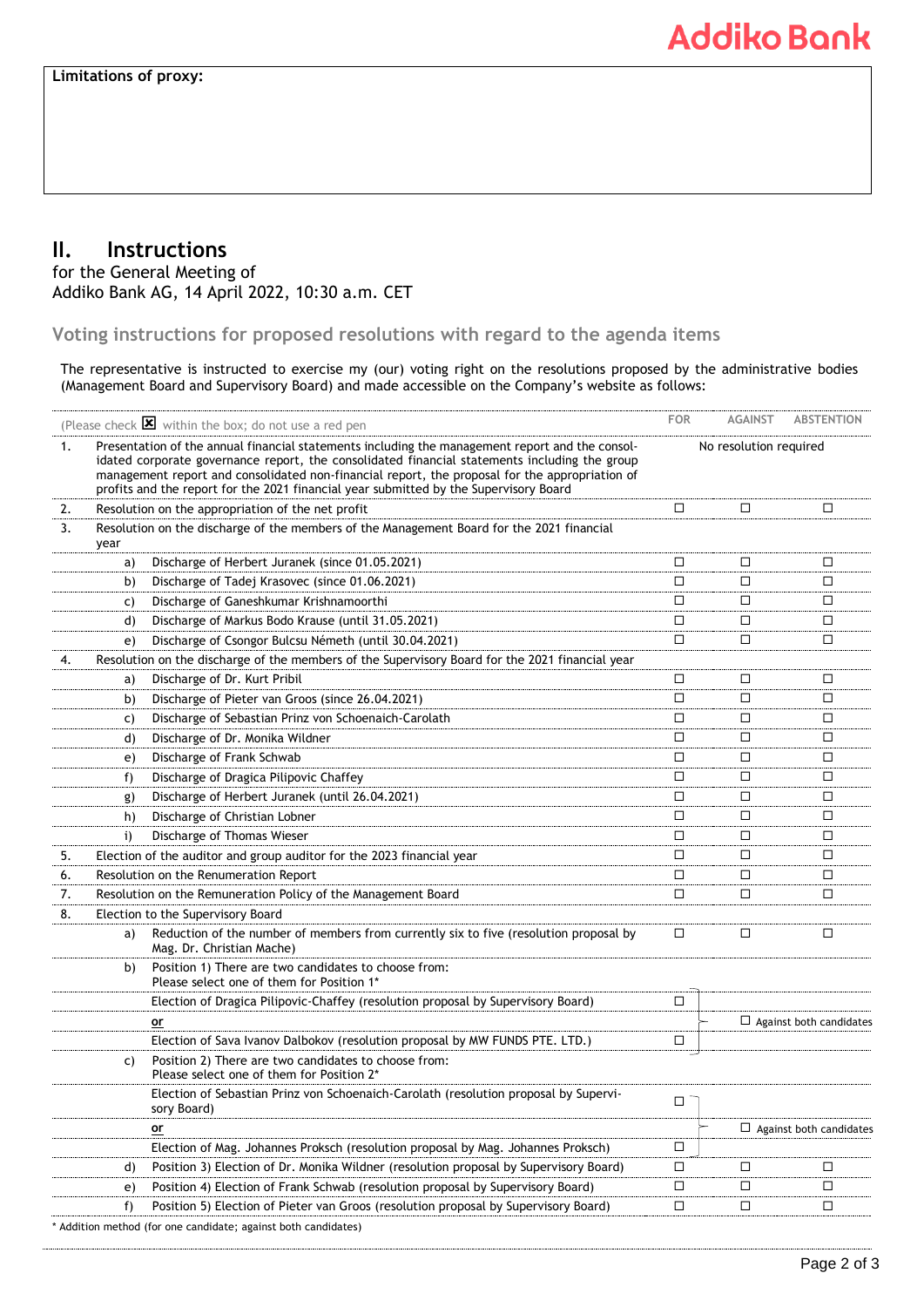**Limitations of proxy:**

## II. Instructions

for the General Meeting of
Addiko Bank AG, 14 April 2022, 10:30 a.m. CET

### Voting instructions for proposed resolutions with regard to the agenda items

The representative is instructed to exercise my (our) voting right on the resolutions proposed by the administrative bodies (Management Board and Supervisory Board) and made accessible on the Company's website as follows:

| (Please check ☒ within the box; do not use a red pen) | | | FOR | AGAINST | ABSTENTION |
|---|---|---|---|---|---|
| 1. | Presentation of the annual financial statements including the management report and the consolidated corporate governance report, the consolidated financial statements including the group management report and consolidated non-financial report, the proposal for the appropriation of profits and the report for the 2021 financial year submitted by the Supervisory Board | | No resolution required | | |
| 2. | Resolution on the appropriation of the net profit | | ☐ | ☐ | ☐ |
| 3. | Resolution on the discharge of the members of the Management Board for the 2021 financial year | | | | |
| | a) | Discharge of Herbert Juranek (since 01.05.2021) | ☐ | ☐ | ☐ |
| | b) | Discharge of Tadej Krasovec (since 01.06.2021) | ☐ | ☐ | ☐ |
| | c) | Discharge of Ganeshkumar Krishnamoorthi | ☐ | ☐ | ☐ |
| | d) | Discharge of Markus Bodo Krause (until 31.05.2021) | ☐ | ☐ | ☐ |
| | e) | Discharge of Csongor Bulcsu Németh (until 30.04.2021) | ☐ | ☐ | ☐ |
| 4. | Resolution on the discharge of the members of the Supervisory Board for the 2021 financial year | | | | |
| | a) | Discharge of Dr. Kurt Pribil | ☐ | ☐ | ☐ |
| | b) | Discharge of Pieter van Groos (since 26.04.2021) | ☐ | ☐ | ☐ |
| | c) | Discharge of Sebastian Prinz von Schoenaich-Carolath | ☐ | ☐ | ☐ |
| | d) | Discharge of Dr. Monika Wildner | ☐ | ☐ | ☐ |
| | e) | Discharge of Frank Schwab | ☐ | ☐ | ☐ |
| | f) | Discharge of Dragica Pilipovic Chaffey | ☐ | ☐ | ☐ |
| | g) | Discharge of Herbert Juranek (until 26.04.2021) | ☐ | ☐ | ☐ |
| | h) | Discharge of Christian Lobner | ☐ | ☐ | ☐ |
| | i) | Discharge of Thomas Wieser | ☐ | ☐ | ☐ |
| 5. | Election of the auditor and group auditor for the 2023 financial year | | ☐ | ☐ | ☐ |
| 6. | Resolution on the Renumeration Report | | ☐ | ☐ | ☐ |
| 7. | Resolution on the Remuneration Policy of the Management Board | | ☐ | ☐ | ☐ |
| 8. | Election to the Supervisory Board | | | | |
| | a) | Reduction of the number of members from currently six to five (resolution proposal by Mag. Dr. Christian Mache) | ☐ | ☐ | ☐ |
| | b) | Position 1) There are two candidates to choose from: Please select one of them for Position 1* | | | |
| | | Election of Dragica Pilipovic-Chaffey (resolution proposal by Supervisory Board) | ☐ | | |
| | | **or** | | ☐ Against both candidates | |
| | | Election of Sava Ivanov Dalbokov (resolution proposal by MW FUNDS PTE. LTD.) | ☐ | | |
| | c) | Position 2) There are two candidates to choose from: Please select one of them for Position 2* | | | |
| | | Election of Sebastian Prinz von Schoenaich-Carolath (resolution proposal by Supervisory Board) | ☐ | | |
| | | **or** | | ☐ Against both candidates | |
| | | Election of Mag. Johannes Proksch (resolution proposal by Mag. Johannes Proksch) | ☐ | | |
| | d) | Position 3) Election of Dr. Monika Wildner (resolution proposal by Supervisory Board) | ☐ | ☐ | ☐ |
| | e) | Position 4) Election of Frank Schwab (resolution proposal by Supervisory Board) | ☐ | ☐ | ☐ |
| | f) | Position 5) Election of Pieter van Groos (resolution proposal by Supervisory Board) | ☐ | ☐ | ☐ |

\* Addition method (for one candidate; against both candidates)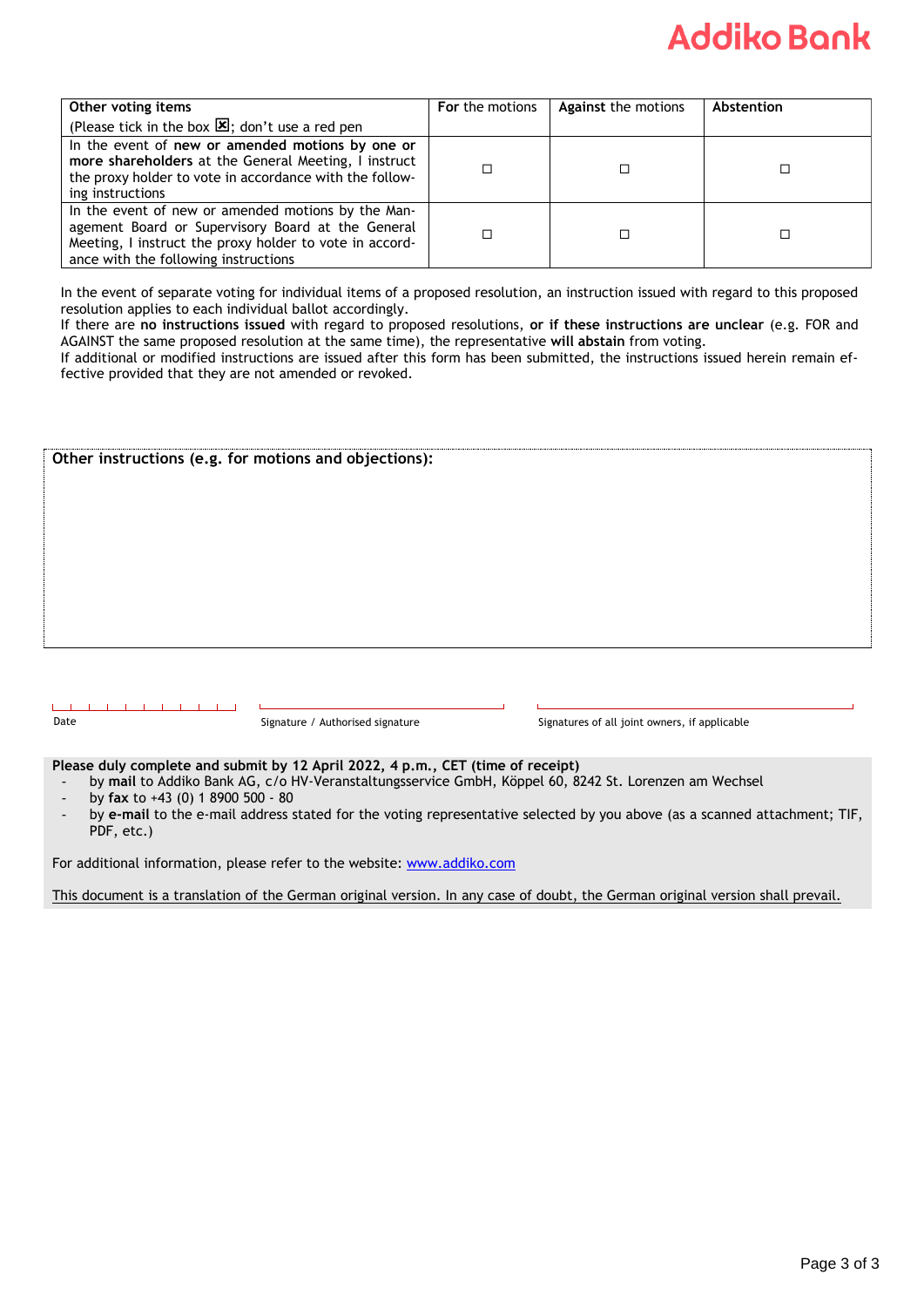| Other voting items<br>(Please tick in the box ☒; don't use a red pen | **For** the motions | **Against** the motions | **Abstention** |
|---|---|---|---|
| In the event of **new or amended motions by one or more shareholders** at the General Meeting, I instruct the proxy holder to vote in accordance with the following instructions | ☐ | ☐ | ☐ |
| In the event of new or amended motions by the Management Board or Supervisory Board at the General Meeting, I instruct the proxy holder to vote in accordance with the following instructions | ☐ | ☐ | ☐ |

In the event of separate voting for individual items of a proposed resolution, an instruction issued with regard to this proposed resolution applies to each individual ballot accordingly.
If there are **no instructions issued** with regard to proposed resolutions, **or if these instructions are unclear** (e.g. FOR and AGAINST the same proposed resolution at the same time), the representative **will abstain** from voting.
If additional or modified instructions are issued after this form has been submitted, the instructions issued herein remain effective provided that they are not amended or revoked.

**Other instructions (e.g. for motions and objections):**

Date

Signature / Authorised signature

Signatures of all joint owners, if applicable

**Please duly complete and submit by 12 April 2022, 4 p.m., CET (time of receipt)**

- by **mail** to Addiko Bank AG, c/o HV-Veranstaltungsservice GmbH, Köppel 60, 8242 St. Lorenzen am Wechsel
- by **fax** to +43 (0) 1 8900 500 - 80
- by **e-mail** to the e-mail address stated for the voting representative selected by you above (as a scanned attachment; TIF, PDF, etc.)

For additional information, please refer to the website: www.addiko.com

This document is a translation of the German original version. In any case of doubt, the German original version shall prevail.